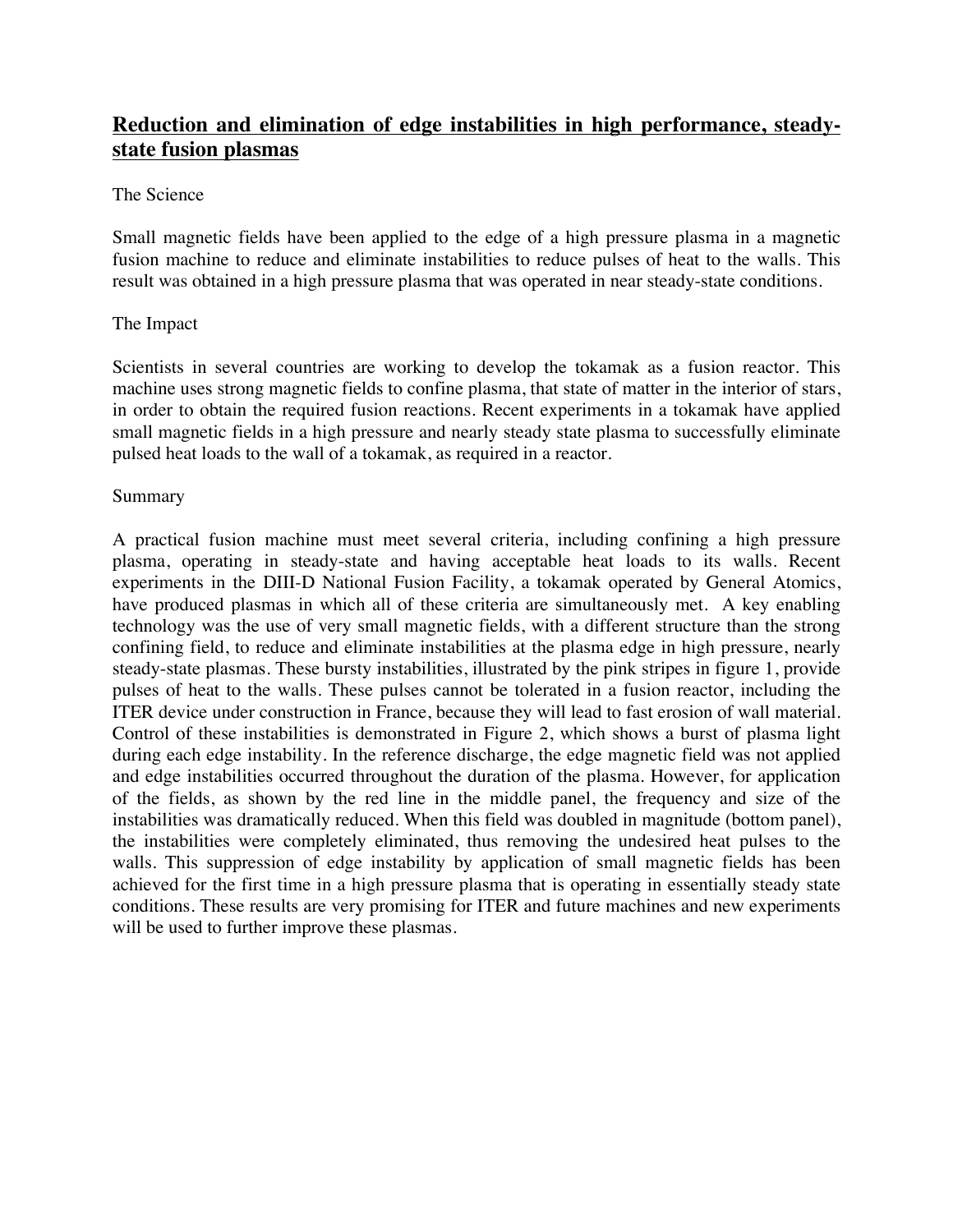# **Reduction and elimination of edge instabilities in high performance, steady-state fusion plasmas**

The Science

Small magnetic fields have been applied to the edge of a high pressure plasma in a magnetic fusion machine to reduce and eliminate instabilities to reduce pulses of heat to the walls. This result was obtained in a high pressure plasma that was operated in near steady-state conditions.

The Impact

Scientists in several countries are working to develop the tokamak as a fusion reactor. This machine uses strong magnetic fields to confine plasma, that state of matter in the interior of stars, in order to obtain the required fusion reactions. Recent experiments in a tokamak have applied small magnetic fields in a high pressure and nearly steady state plasma to successfully eliminate pulsed heat loads to the wall of a tokamak, as required in a reactor.

Summary

A practical fusion machine must meet several criteria, including confining a high pressure plasma, operating in steady-state and having acceptable heat loads to its walls. Recent experiments in the DIII-D National Fusion Facility, a tokamak operated by General Atomics, have produced plasmas in which all of these criteria are simultaneously met. A key enabling technology was the use of very small magnetic fields, with a different structure than the strong confining field, to reduce and eliminate instabilities at the plasma edge in high pressure, nearly steady-state plasmas. These bursty instabilities, illustrated by the pink stripes in figure 1, provide pulses of heat to the walls. These pulses cannot be tolerated in a fusion reactor, including the ITER device under construction in France, because they will lead to fast erosion of wall material. Control of these instabilities is demonstrated in Figure 2, which shows a burst of plasma light during each edge instability. In the reference discharge, the edge magnetic field was not applied and edge instabilities occurred throughout the duration of the plasma. However, for application of the fields, as shown by the red line in the middle panel, the frequency and size of the instabilities was dramatically reduced. When this field was doubled in magnitude (bottom panel), the instabilities were completely eliminated, thus removing the undesired heat pulses to the walls. This suppression of edge instability by application of small magnetic fields has been achieved for the first time in a high pressure plasma that is operating in essentially steady state conditions. These results are very promising for ITER and future machines and new experiments will be used to further improve these plasmas.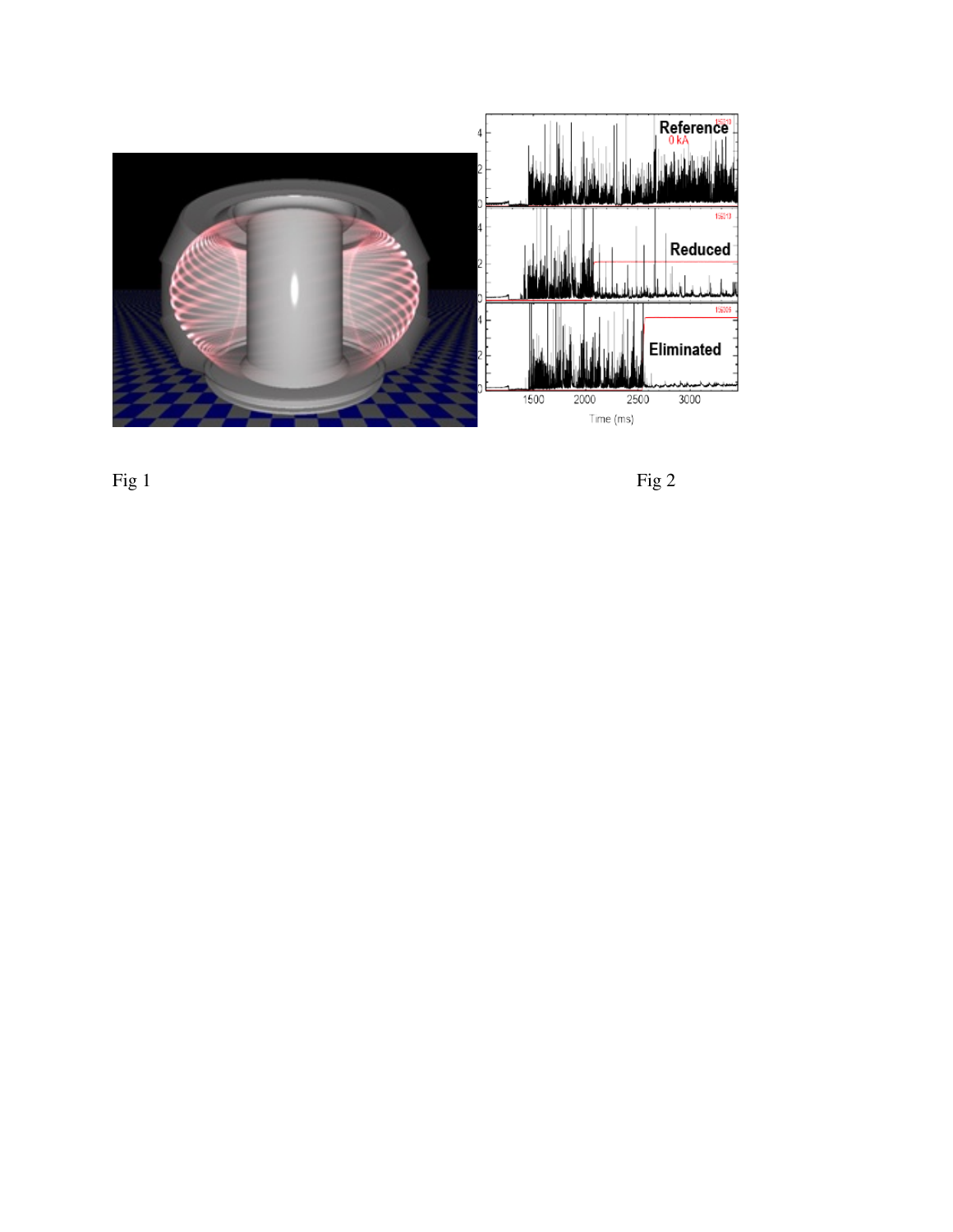Reference
0 kA
Reduced
Eliminated
4
2
0
1500
2000
2500
3000
Time (ms)

Fig 1

Fig 2